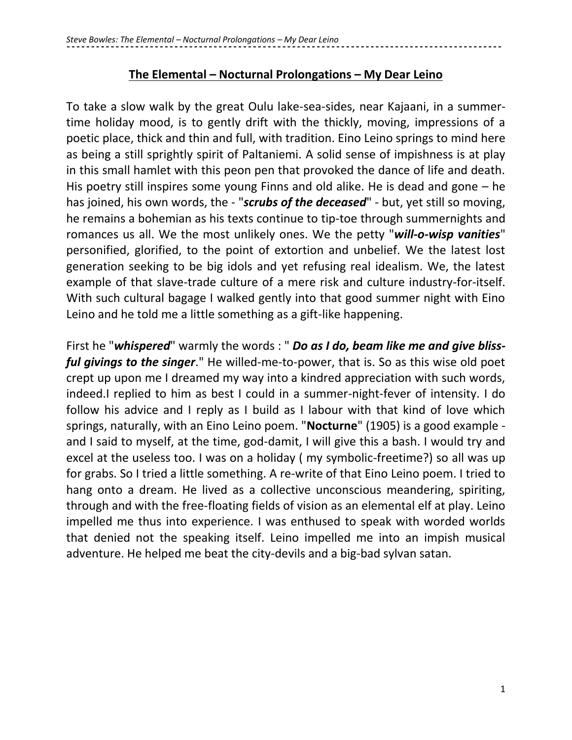# The Elemental – Nocturnal Prolongations – My Dear Leino

To take a slow walk by the great Oulu lake-sea-sides, near Kajaani, in a summer-time holiday mood, is to gently drift with the thickly, moving, impressions of a poetic place, thick and thin and full, with tradition. Eino Leino springs to mind here as being a still sprightly spirit of Paltaniemi. A solid sense of impishness is at play in this small hamlet with this peon pen that provoked the dance of life and death. His poetry still inspires some young Finns and old alike. He is dead and gone – he has joined, his own words, the - "***scrubs of the deceased***" - but, yet still so moving, he remains a bohemian as his texts continue to tip-toe through summernights and romances us all. We the most unlikely ones. We the petty "***will-o-wisp vanities***" personified, glorified, to the point of extortion and unbelief. We the latest lost generation seeking to be big idols and yet refusing real idealism. We, the latest example of that slave-trade culture of a mere risk and culture industry-for-itself. With such cultural bagage I walked gently into that good summer night with Eino Leino and he told me a little something as a gift-like happening.

First he "***whispered***" warmly the words : " ***Do as I do, beam like me and give bliss-ful givings to the singer***." He willed-me-to-power, that is. So as this wise old poet crept up upon me I dreamed my way into a kindred appreciation with such words, indeed.I replied to him as best I could in a summer-night-fever of intensity. I do follow his advice and I reply as I build as I labour with that kind of love which springs, naturally, with an Eino Leino poem. "**Nocturne**" (1905) is a good example - and I said to myself, at the time, god-damit, I will give this a bash. I would try and excel at the useless too. I was on a holiday ( my symbolic-freetime?) so all was up for grabs. So I tried a little something. A re-write of that Eino Leino poem. I tried to hang onto a dream. He lived as a collective unconscious meandering, spiriting, through and with the free-floating fields of vision as an elemental elf at play. Leino impelled me thus into experience. I was enthused to speak with worded worlds that denied not the speaking itself. Leino impelled me into an impish musical adventure. He helped me beat the city-devils and a big-bad sylvan satan.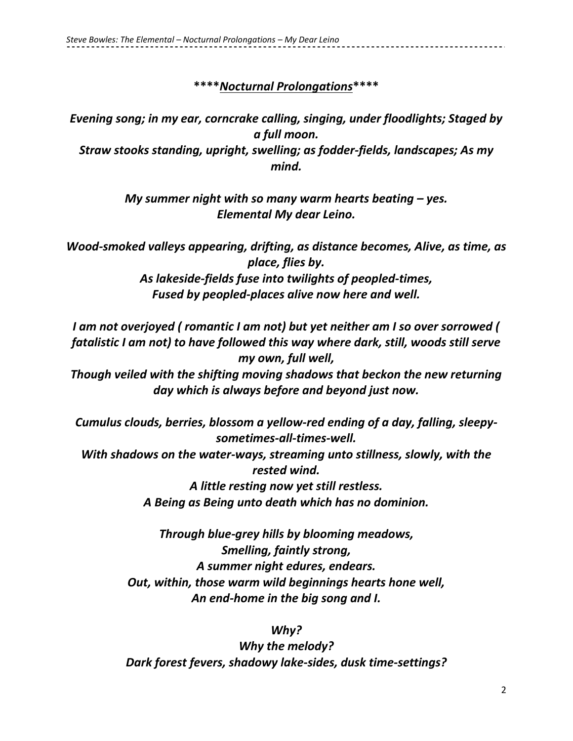***\*\*\*\*Nocturnal Prolongations\*\*\*\****

*Evening song; in my ear, corncrake calling, singing, under floodlights; Staged by a full moon.*
*Straw stooks standing, upright, swelling; as fodder-fields, landscapes; As my mind.*

*My summer night with so many warm hearts beating – yes.*
*Elemental My dear Leino.*

*Wood-smoked valleys appearing, drifting, as distance becomes, Alive, as time, as place, flies by.*
*As lakeside-fields fuse into twilights of peopled-times,*
*Fused by peopled-places alive now here and well.*

*I am not overjoyed ( romantic I am not) but yet neither am I so over sorrowed ( fatalistic I am not) to have followed this way where dark, still, woods still serve my own, full well,*
*Though veiled with the shifting moving shadows that beckon the new returning day which is always before and beyond just now.*

*Cumulus clouds, berries, blossom a yellow-red ending of a day, falling, sleepy-sometimes-all-times-well.*
*With shadows on the water-ways, streaming unto stillness, slowly, with the rested wind.*
*A little resting now yet still restless.*
*A Being as Being unto death which has no dominion.*

*Through blue-grey hills by blooming meadows,*
*Smelling, faintly strong,*
*A summer night edures, endears.*
*Out, within, those warm wild beginnings hearts hone well,*
*An end-home in the big song and I.*

*Why?*
*Why the melody?*
*Dark forest fevers, shadowy lake-sides, dusk time-settings?*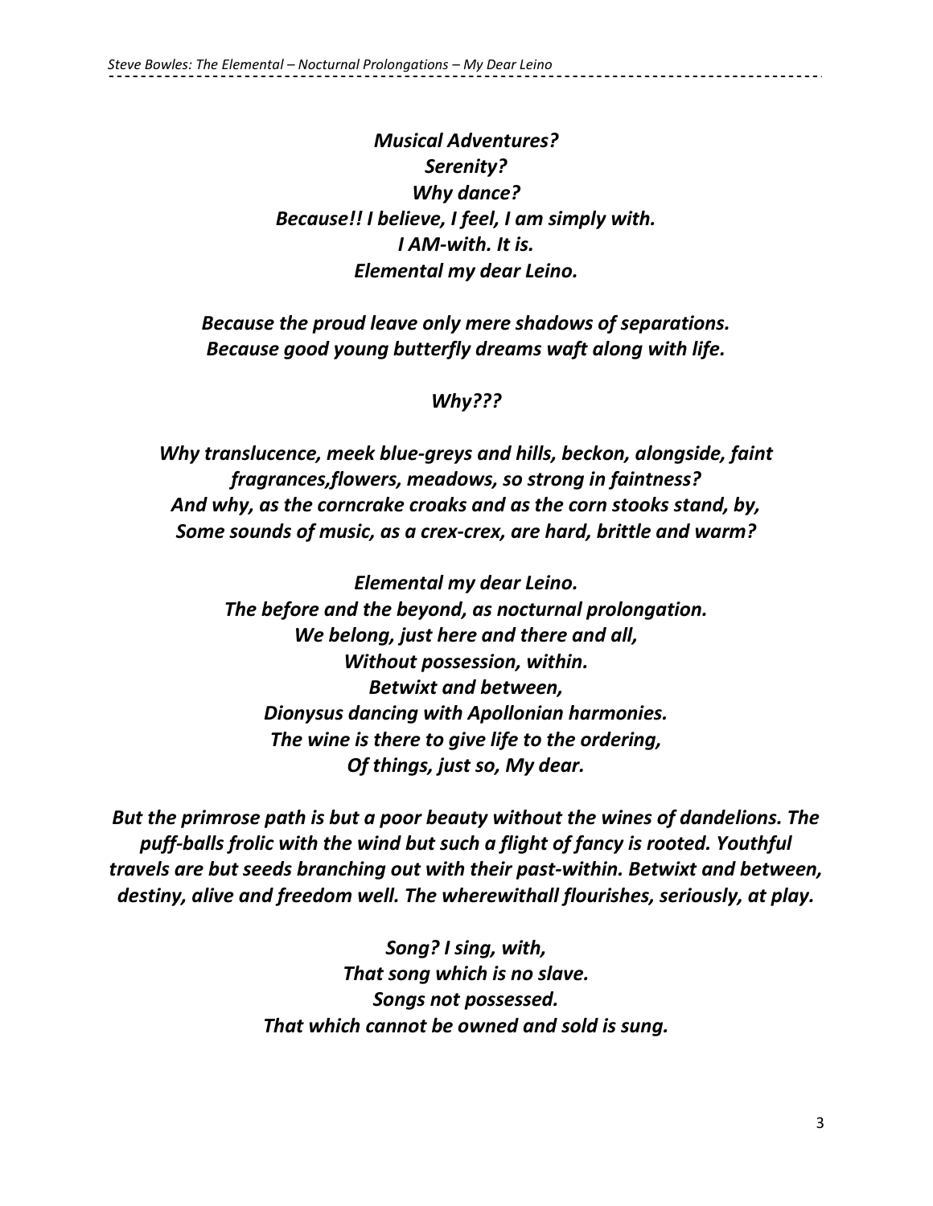*Musical Adventures?*
*Serenity?*
*Why dance?*
*Because!! I believe, I feel, I am simply with.*
*I AM-with. It is.*
*Elemental my dear Leino.*

*Because the proud leave only mere shadows of separations.*
*Because good young butterfly dreams waft along with life.*

*Why???*

*Why translucence, meek blue-greys and hills, beckon, alongside, faint fragrances,flowers, meadows, so strong in faintness?*
*And why, as the corncrake croaks and as the corn stooks stand, by,*
*Some sounds of music, as a crex-crex, are hard, brittle and warm?*

*Elemental my dear Leino.*
*The before and the beyond, as nocturnal prolongation.*
*We belong, just here and there and all,*
*Without possession, within.*
*Betwixt and between,*
*Dionysus dancing with Apollonian harmonies.*
*The wine is there to give life to the ordering,*
*Of things, just so, My dear.*

*But the primrose path is but a poor beauty without the wines of dandelions. The puff-balls frolic with the wind but such a flight of fancy is rooted. Youthful travels are but seeds branching out with their past-within. Betwixt and between, destiny, alive and freedom well. The wherewithall flourishes, seriously, at play.*

*Song? I sing, with,*
*That song which is no slave.*
*Songs not possessed.*
*That which cannot be owned and sold is sung.*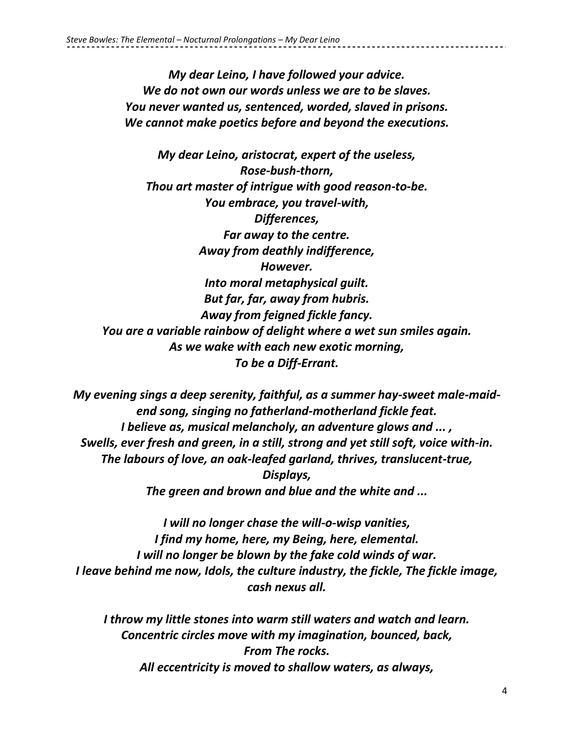***My dear Leino, I have followed your advice.***
***We do not own our words unless we are to be slaves.***
***You never wanted us, sentenced, worded, slaved in prisons.***
***We cannot make poetics before and beyond the executions.***

***My dear Leino, aristocrat, expert of the useless,***
***Rose-bush-thorn,***
***Thou art master of intrigue with good reason-to-be.***
***You embrace, you travel-with,***
***Differences,***
***Far away to the centre.***
***Away from deathly indifference,***
***However.***
***Into moral metaphysical guilt.***
***But far, far, away from hubris.***
***Away from feigned fickle fancy.***
***You are a variable rainbow of delight where a wet sun smiles again.***
***As we wake with each new exotic morning,***
***To be a Diff-Errant.***

***My evening sings a deep serenity, faithful, as a summer hay-sweet male-maid-end song, singing no fatherland-motherland fickle feat.***
***I believe as, musical melancholy, an adventure glows and ... ,***
***Swells, ever fresh and green, in a still, strong and yet still soft, voice with-in.***
***The labours of love, an oak-leafed garland, thrives, translucent-true,***
***Displays,***
***The green and brown and blue and the white and ...***

***I will no longer chase the will-o-wisp vanities,***
***I find my home, here, my Being, here, elemental.***
***I will no longer be blown by the fake cold winds of war.***
***I leave behind me now, Idols, the culture industry, the fickle, The fickle image, cash nexus all.***

***I throw my little stones into warm still waters and watch and learn.***
***Concentric circles move with my imagination, bounced, back,***
***From The rocks.***
***All eccentricity is moved to shallow waters, as always,***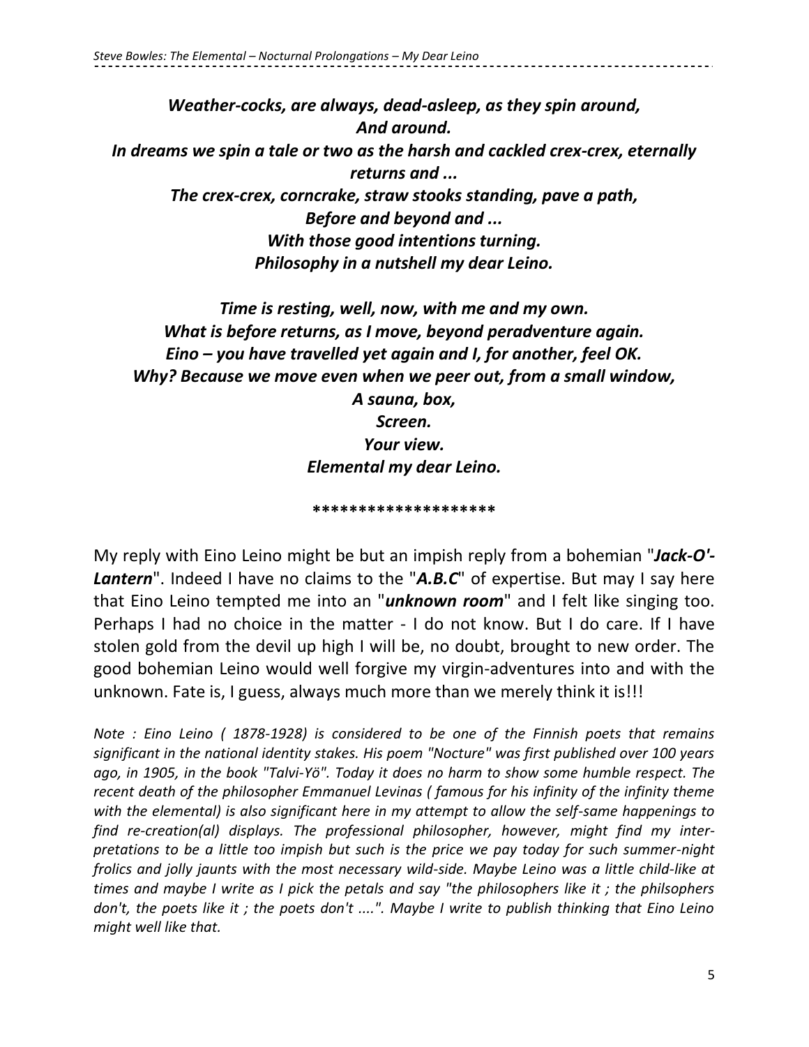***Weather-cocks, are always, dead-asleep, as they spin around,***
***And around.***
***In dreams we spin a tale or two as the harsh and cackled crex-crex, eternally returns and ...***
***The crex-crex, corncrake, straw stooks standing, pave a path,***
***Before and beyond and ...***
***With those good intentions turning.***
***Philosophy in a nutshell my dear Leino.***

***Time is resting, well, now, with me and my own.***
***What is before returns, as I move, beyond peradventure again.***
***Eino – you have travelled yet again and I, for another, feel OK.***
***Why? Because we move even when we peer out, from a small window,***
***A sauna, box,***
***Screen.***
***Your view.***
***Elemental my dear Leino.***

**********************

My reply with Eino Leino might be but an impish reply from a bohemian "***Jack-O'-Lantern***". Indeed I have no claims to the "***A.B.C***" of expertise. But may I say here that Eino Leino tempted me into an "***unknown room***" and I felt like singing too. Perhaps I had no choice in the matter - I do not know. But I do care. If I have stolen gold from the devil up high I will be, no doubt, brought to new order. The good bohemian Leino would well forgive my virgin-adventures into and with the unknown. Fate is, I guess, always much more than we merely think it is!!!

*Note : Eino Leino ( 1878-1928) is considered to be one of the Finnish poets that remains significant in the national identity stakes. His poem "Nocture" was first published over 100 years ago, in 1905, in the book "Talvi-Yö". Today it does no harm to show some humble respect. The recent death of the philosopher Emmanuel Levinas ( famous for his infinity of the infinity theme with the elemental) is also significant here in my attempt to allow the self-same happenings to find re-creation(al) displays. The professional philosopher, however, might find my inter-pretations to be a little too impish but such is the price we pay today for such summer-night frolics and jolly jaunts with the most necessary wild-side. Maybe Leino was a little child-like at times and maybe I write as I pick the petals and say "the philosophers like it ; the philsophers don't, the poets like it ; the poets don't ....". Maybe I write to publish thinking that Eino Leino might well like that.*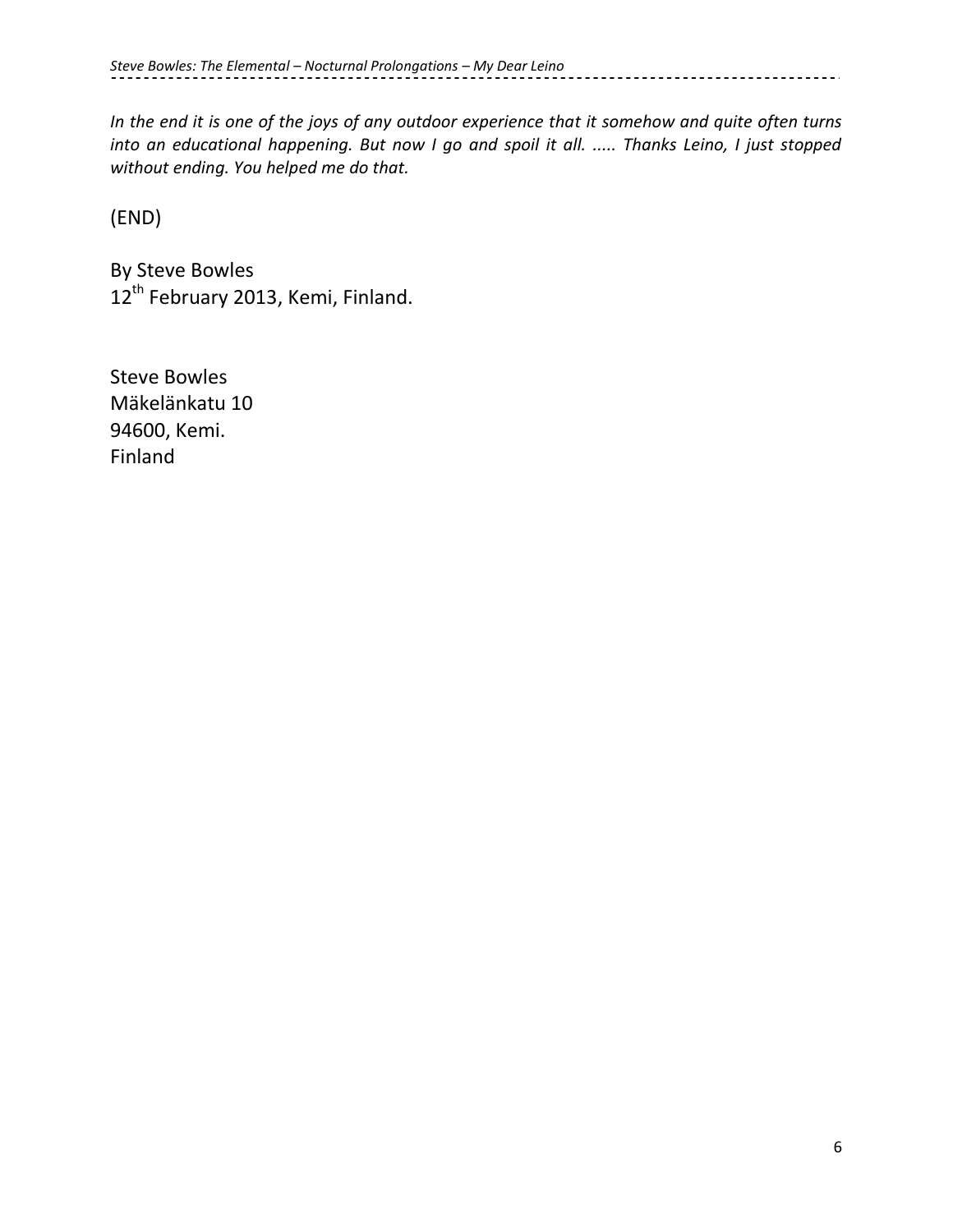*In the end it is one of the joys of any outdoor experience that it somehow and quite often turns into an educational happening. But now I go and spoil it all. ..... Thanks Leino, I just stopped without ending. You helped me do that.*

(END)

By Steve Bowles
12th February 2013, Kemi, Finland.

Steve Bowles
Mäkelänkatu 10
94600, Kemi.
Finland